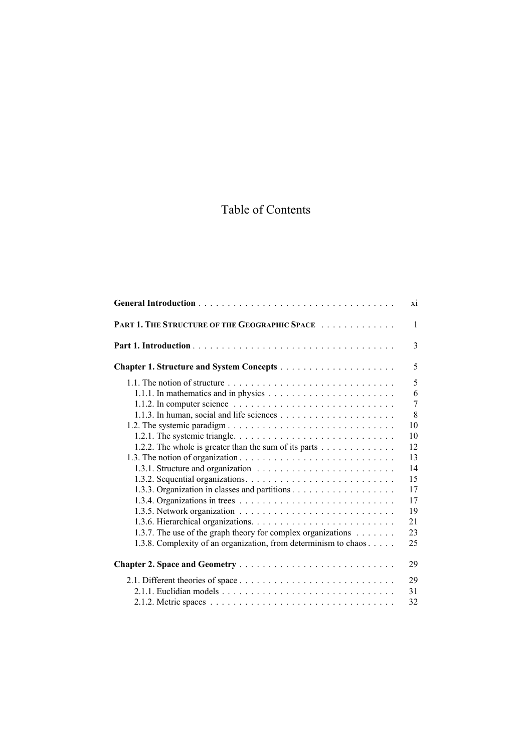# Table of Contents

**General Introduction** . . . . . . . . . . . . . . . . . . . . . . . . . . . . . . . . . xi

**PART 1. THE STRUCTURE OF THE GEOGRAPHIC SPACE** . . . . . . . . . . . . . 1

**Part 1. Introduction** . . . . . . . . . . . . . . . . . . . . . . . . . . . . . . . . . . 3

**Chapter 1. Structure and System Concepts** . . . . . . . . . . . . . . . . . . . . 5

- 1.1. The notion of structure . . . . . . . . . . . . . . . . . . . . . . . . . . . . . 5
  - 1.1.1. In mathematics and in physics . . . . . . . . . . . . . . . . . . . . . . 6
  - 1.1.2. In computer science . . . . . . . . . . . . . . . . . . . . . . . . . . . . 7
  - 1.1.3. In human, social and life sciences . . . . . . . . . . . . . . . . . . . . 8
- 1.2. The systemic paradigm . . . . . . . . . . . . . . . . . . . . . . . . . . . . . 10
  - 1.2.1. The systemic triangle. . . . . . . . . . . . . . . . . . . . . . . . . . . . 10
  - 1.2.2. The whole is greater than the sum of its parts . . . . . . . . . . . . . 12
- 1.3. The notion of organization . . . . . . . . . . . . . . . . . . . . . . . . . . . 13
  - 1.3.1. Structure and organization . . . . . . . . . . . . . . . . . . . . . . . . 14
  - 1.3.2. Sequential organizations. . . . . . . . . . . . . . . . . . . . . . . . . . 15
  - 1.3.3. Organization in classes and partitions . . . . . . . . . . . . . . . . . . 17
  - 1.3.4. Organizations in trees . . . . . . . . . . . . . . . . . . . . . . . . . . . 17
  - 1.3.5. Network organization . . . . . . . . . . . . . . . . . . . . . . . . . . . 19
  - 1.3.6. Hierarchical organizations. . . . . . . . . . . . . . . . . . . . . . . . . 21
  - 1.3.7. The use of the graph theory for complex organizations . . . . . . . 23
  - 1.3.8. Complexity of an organization, from determinism to chaos . . . . . 25

**Chapter 2. Space and Geometry** . . . . . . . . . . . . . . . . . . . . . . . . . . 29

- 2.1. Different theories of space . . . . . . . . . . . . . . . . . . . . . . . . . . . 29
  - 2.1.1. Euclidian models . . . . . . . . . . . . . . . . . . . . . . . . . . . . . . 31
  - 2.1.2. Metric spaces . . . . . . . . . . . . . . . . . . . . . . . . . . . . . . . . 32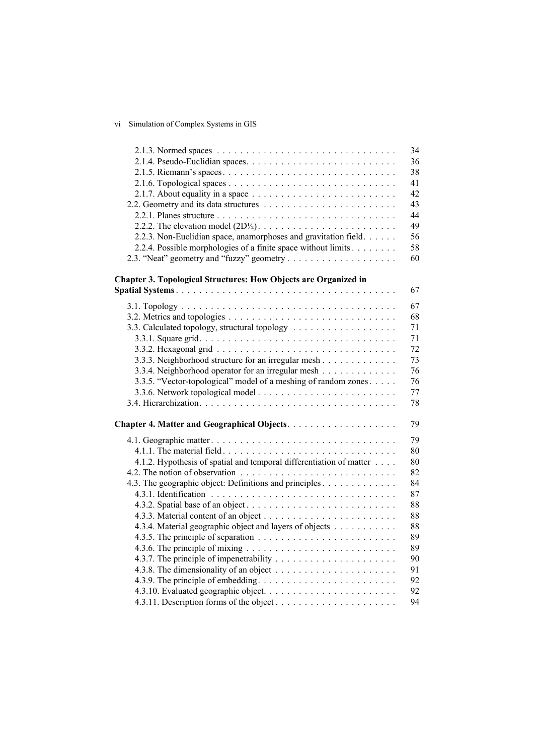2.1.3. Normed spaces . . . . . . . . . . . . . . . . . . . . . . . . . . . . . . . 34
2.1.4. Pseudo-Euclidian spaces. . . . . . . . . . . . . . . . . . . . . . . . . . 36
2.1.5. Riemann's spaces. . . . . . . . . . . . . . . . . . . . . . . . . . . . . . 38
2.1.6. Topological spaces . . . . . . . . . . . . . . . . . . . . . . . . . . . . . 41
2.1.7. About equality in a space . . . . . . . . . . . . . . . . . . . . . . . . . 42
2.2. Geometry and its data structures . . . . . . . . . . . . . . . . . . . . . . . 43
2.2.1. Planes structure . . . . . . . . . . . . . . . . . . . . . . . . . . . . . . . 44
2.2.2. The elevation model (2D½). . . . . . . . . . . . . . . . . . . . . . . . . 49
2.2.3. Non-Euclidian space, anamorphoses and gravitation field. . . . . . 56
2.2.4. Possible morphologies of a finite space without limits . . . . . . . . 58
2.3. "Neat" geometry and "fuzzy" geometry . . . . . . . . . . . . . . . . . . . 60

**Chapter 3. Topological Structures: How Objects are Organized in Spatial Systems** . . . . . . . . . . . . . . . . . . . . . . . . . . . . . . . . . . . . . 67

3.1. Topology . . . . . . . . . . . . . . . . . . . . . . . . . . . . . . . . . . . . . 67
3.2. Metrics and topologies . . . . . . . . . . . . . . . . . . . . . . . . . . . . . 68
3.3. Calculated topology, structural topology . . . . . . . . . . . . . . . . . . 71
3.3.1. Square grid. . . . . . . . . . . . . . . . . . . . . . . . . . . . . . . . . . 71
3.3.2. Hexagonal grid . . . . . . . . . . . . . . . . . . . . . . . . . . . . . . . 72
3.3.3. Neighborhood structure for an irregular mesh . . . . . . . . . . . . . 73
3.3.4. Neighborhood operator for an irregular mesh . . . . . . . . . . . . . 76
3.3.5. "Vector-topological" model of a meshing of random zones. . . . . 76
3.3.6. Network topological model . . . . . . . . . . . . . . . . . . . . . . . . 77
3.4. Hierarchization. . . . . . . . . . . . . . . . . . . . . . . . . . . . . . . . . . 78

**Chapter 4. Matter and Geographical Objects**. . . . . . . . . . . . . . . . . . . 79

4.1. Geographic matter . . . . . . . . . . . . . . . . . . . . . . . . . . . . . . . . 79
4.1.1. The material field . . . . . . . . . . . . . . . . . . . . . . . . . . . . . . 80
4.1.2. Hypothesis of spatial and temporal differentiation of matter . . . . 80
4.2. The notion of observation . . . . . . . . . . . . . . . . . . . . . . . . . . . 82
4.3. The geographic object: Definitions and principles . . . . . . . . . . . . . 84
4.3.1. Identification . . . . . . . . . . . . . . . . . . . . . . . . . . . . . . . . 87
4.3.2. Spatial base of an object . . . . . . . . . . . . . . . . . . . . . . . . . . 88
4.3.3. Material content of an object . . . . . . . . . . . . . . . . . . . . . . . 88
4.3.4. Material geographic object and layers of objects . . . . . . . . . . . 88
4.3.5. The principle of separation . . . . . . . . . . . . . . . . . . . . . . . . 89
4.3.6. The principle of mixing . . . . . . . . . . . . . . . . . . . . . . . . . . 89
4.3.7. The principle of impenetrability . . . . . . . . . . . . . . . . . . . . . 90
4.3.8. The dimensionality of an object . . . . . . . . . . . . . . . . . . . . . 91
4.3.9. The principle of embedding. . . . . . . . . . . . . . . . . . . . . . . . 92
4.3.10. Evaluated geographic object. . . . . . . . . . . . . . . . . . . . . . . 92
4.3.11. Description forms of the object . . . . . . . . . . . . . . . . . . . . . 94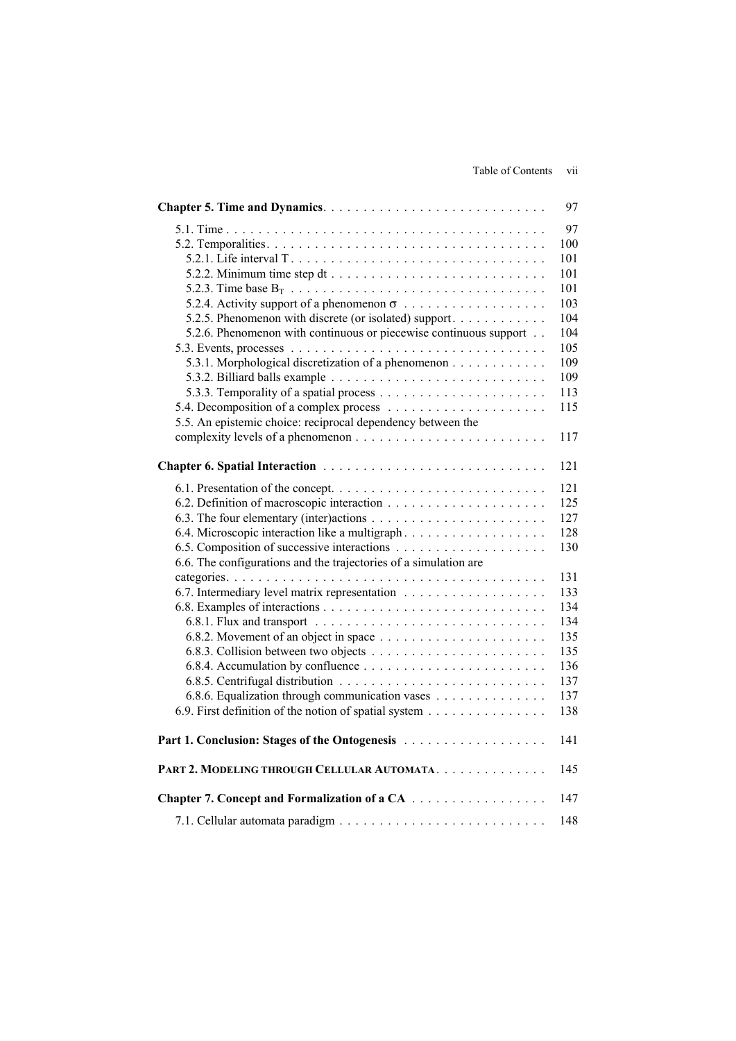**Chapter 5. Time and Dynamics** . . . . . . . . . . . . . . . . . . . . . . . . . . . 97

5.1. Time . . . . . . . . . . . . . . . . . . . . . . . . . . . . . . . . . . . . . . . . 97
5.2. Temporalities . . . . . . . . . . . . . . . . . . . . . . . . . . . . . . . . . . . 100
5.2.1. Life interval T . . . . . . . . . . . . . . . . . . . . . . . . . . . . . . . 101
5.2.2. Minimum time step dt . . . . . . . . . . . . . . . . . . . . . . . . . . 101
5.2.3. Time base $B_T$ . . . . . . . . . . . . . . . . . . . . . . . . . . . . . . 101
5.2.4. Activity support of a phenomenon $\sigma$ . . . . . . . . . . . . . . . . . 103
5.2.5. Phenomenon with discrete (or isolated) support . . . . . . . . . . . . 104
5.2.6. Phenomenon with continuous or piecewise continuous support . . 104
5.3. Events, processes . . . . . . . . . . . . . . . . . . . . . . . . . . . . . . . 105
5.3.1. Morphological discretization of a phenomenon . . . . . . . . . . . . 109
5.3.2. Billiard balls example . . . . . . . . . . . . . . . . . . . . . . . . . . 109
5.3.3. Temporality of a spatial process . . . . . . . . . . . . . . . . . . . . 113
5.4. Decomposition of a complex process . . . . . . . . . . . . . . . . . . . . 115
5.5. An epistemic choice: reciprocal dependency between the complexity levels of a phenomenon . . . . . . . . . . . . . . . . . . . . . . . 117

**Chapter 6. Spatial Interaction** . . . . . . . . . . . . . . . . . . . . . . . . . . . 121

6.1. Presentation of the concept. . . . . . . . . . . . . . . . . . . . . . . . . . 121
6.2. Definition of macroscopic interaction . . . . . . . . . . . . . . . . . . . . 125
6.3. The four elementary (inter)actions . . . . . . . . . . . . . . . . . . . . . . 127
6.4. Microscopic interaction like a multigraph . . . . . . . . . . . . . . . . . . 128
6.5. Composition of successive interactions . . . . . . . . . . . . . . . . . . . 130
6.6. The configurations and the trajectories of a simulation are categories. . . . . . . . . . . . . . . . . . . . . . . . . . . . . . . . . . . . . . 131
6.7. Intermediary level matrix representation . . . . . . . . . . . . . . . . . . 133
6.8. Examples of interactions . . . . . . . . . . . . . . . . . . . . . . . . . . . 134
6.8.1. Flux and transport . . . . . . . . . . . . . . . . . . . . . . . . . . . . 134
6.8.2. Movement of an object in space . . . . . . . . . . . . . . . . . . . . . 135
6.8.3. Collision between two objects . . . . . . . . . . . . . . . . . . . . . . 135
6.8.4. Accumulation by confluence . . . . . . . . . . . . . . . . . . . . . . . 136
6.8.5. Centrifugal distribution . . . . . . . . . . . . . . . . . . . . . . . . . 137
6.8.6. Equalization through communication vases . . . . . . . . . . . . . . 137
6.9. First definition of the notion of spatial system . . . . . . . . . . . . . . . 138

**Part 1. Conclusion: Stages of the Ontogenesis** . . . . . . . . . . . . . . . . . . 141

**PART 2. MODELING THROUGH CELLULAR AUTOMATA** . . . . . . . . . . . . . . 145

**Chapter 7. Concept and Formalization of a CA** . . . . . . . . . . . . . . . . . 147

7.1. Cellular automata paradigm . . . . . . . . . . . . . . . . . . . . . . . . . 148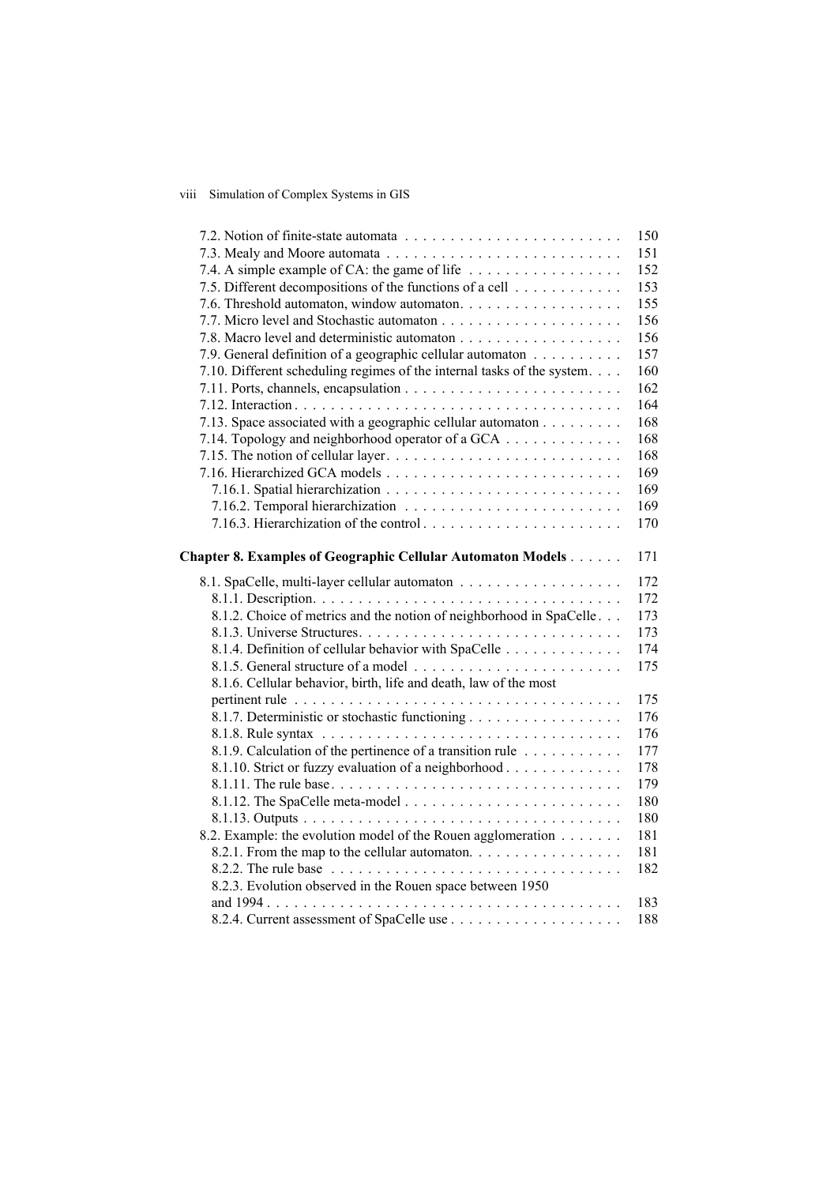7.2. Notion of finite-state automata . . . . . . . . . . . . . . . . . . . . . . . . 150
7.3. Mealy and Moore automata . . . . . . . . . . . . . . . . . . . . . . . . . . 151
7.4. A simple example of CA: the game of life . . . . . . . . . . . . . . . . . 152
7.5. Different decompositions of the functions of a cell . . . . . . . . . . . . 153
7.6. Threshold automaton, window automaton. . . . . . . . . . . . . . . . . . 155
7.7. Micro level and Stochastic automaton . . . . . . . . . . . . . . . . . . . . 156
7.8. Macro level and deterministic automaton . . . . . . . . . . . . . . . . . . 156
7.9. General definition of a geographic cellular automaton . . . . . . . . . . 157
7.10. Different scheduling regimes of the internal tasks of the system. . . . 160
7.11. Ports, channels, encapsulation . . . . . . . . . . . . . . . . . . . . . . . . 162
7.12. Interaction . . . . . . . . . . . . . . . . . . . . . . . . . . . . . . . . . . . . 164
7.13. Space associated with a geographic cellular automaton . . . . . . . . . 168
7.14. Topology and neighborhood operator of a GCA . . . . . . . . . . . . . 168
7.15. The notion of cellular layer. . . . . . . . . . . . . . . . . . . . . . . . . . 168
7.16. Hierarchized GCA models . . . . . . . . . . . . . . . . . . . . . . . . . . 169
7.16.1. Spatial hierarchization . . . . . . . . . . . . . . . . . . . . . . . . . . 169
7.16.2. Temporal hierarchization . . . . . . . . . . . . . . . . . . . . . . . . 169
7.16.3. Hierarchization of the control . . . . . . . . . . . . . . . . . . . . . . 170

**Chapter 8. Examples of Geographic Cellular Automaton Models** . . . . . . 171

8.1. SpaCelle, multi-layer cellular automaton . . . . . . . . . . . . . . . . . . 172
8.1.1. Description. . . . . . . . . . . . . . . . . . . . . . . . . . . . . . . . . . 172
8.1.2. Choice of metrics and the notion of neighborhood in SpaCelle . . . 173
8.1.3. Universe Structures. . . . . . . . . . . . . . . . . . . . . . . . . . . . . 173
8.1.4. Definition of cellular behavior with SpaCelle . . . . . . . . . . . . . 174
8.1.5. General structure of a model . . . . . . . . . . . . . . . . . . . . . . . 175
8.1.6. Cellular behavior, birth, life and death, law of the most pertinent rule . . . . . . . . . . . . . . . . . . . . . . . . . . . . . . . . . . . . 175
8.1.7. Deterministic or stochastic functioning . . . . . . . . . . . . . . . . . 176
8.1.8. Rule syntax . . . . . . . . . . . . . . . . . . . . . . . . . . . . . . . . . 176
8.1.9. Calculation of the pertinence of a transition rule . . . . . . . . . . . 177
8.1.10. Strict or fuzzy evaluation of a neighborhood . . . . . . . . . . . . . 178
8.1.11. The rule base. . . . . . . . . . . . . . . . . . . . . . . . . . . . . . . . 179
8.1.12. The SpaCelle meta-model . . . . . . . . . . . . . . . . . . . . . . . . 180
8.1.13. Outputs . . . . . . . . . . . . . . . . . . . . . . . . . . . . . . . . . . . 180
8.2. Example: the evolution model of the Rouen agglomeration . . . . . . . 181
8.2.1. From the map to the cellular automaton. . . . . . . . . . . . . . . . . 181
8.2.2. The rule base . . . . . . . . . . . . . . . . . . . . . . . . . . . . . . . . 182
8.2.3. Evolution observed in the Rouen space between 1950 and 1994 . . . . . . . . . . . . . . . . . . . . . . . . . . . . . . . . . . . . . . 183
8.2.4. Current assessment of SpaCelle use . . . . . . . . . . . . . . . . . . . 188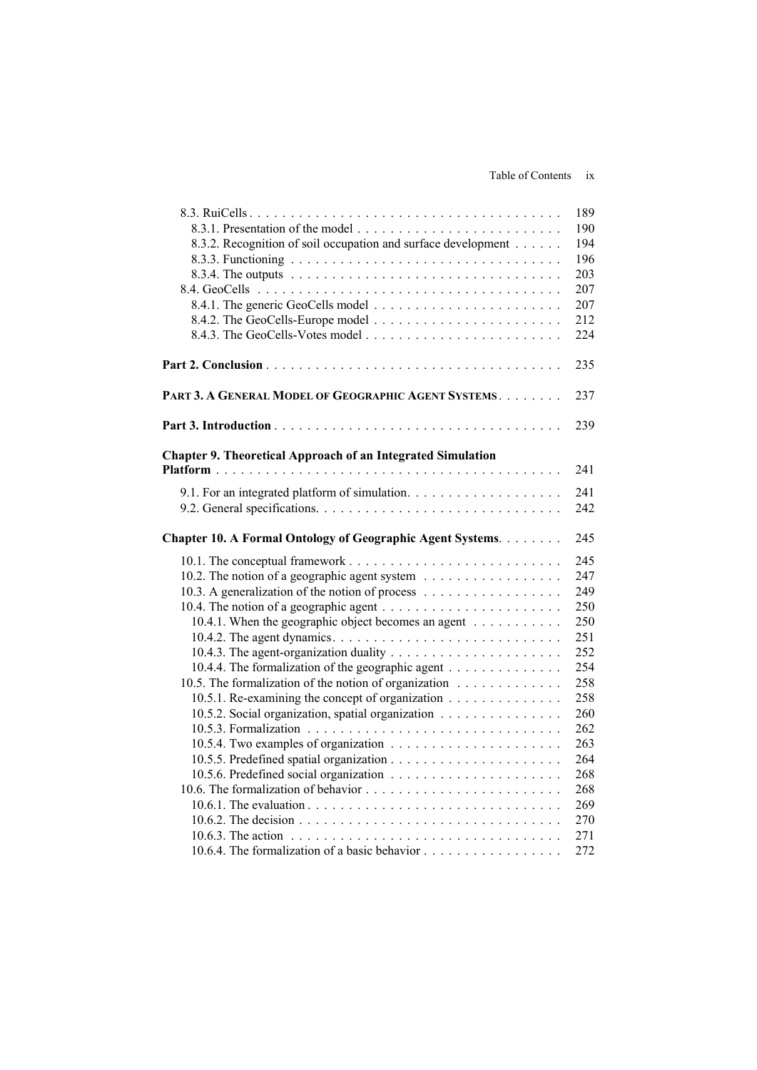8.3. RuiCells . . . . . . . . . . . . . . . . . . . . . . . . . . . . . . . . . . . . . . 189
8.3.1. Presentation of the model . . . . . . . . . . . . . . . . . . . . . . . . . 190
8.3.2. Recognition of soil occupation and surface development . . . . . . 194
8.3.3. Functioning . . . . . . . . . . . . . . . . . . . . . . . . . . . . . . . . . 196
8.3.4. The outputs . . . . . . . . . . . . . . . . . . . . . . . . . . . . . . . . . 203
8.4. GeoCells . . . . . . . . . . . . . . . . . . . . . . . . . . . . . . . . . . . . . 207
8.4.1. The generic GeoCells model . . . . . . . . . . . . . . . . . . . . . . . 207
8.4.2. The GeoCells-Europe model . . . . . . . . . . . . . . . . . . . . . . . 212
8.4.3. The GeoCells-Votes model . . . . . . . . . . . . . . . . . . . . . . . . 224

**Part 2. Conclusion** . . . . . . . . . . . . . . . . . . . . . . . . . . . . . . . . . . 235

**PART 3. A GENERAL MODEL OF GEOGRAPHIC AGENT SYSTEMS** . . . . . . . . 237

**Part 3. Introduction** . . . . . . . . . . . . . . . . . . . . . . . . . . . . . . . . . 239

**Chapter 9. Theoretical Approach of an Integrated Simulation Platform** . . . . . . . . . . . . . . . . . . . . . . . . . . . . . . . . . . . . . . . . . 241

9.1. For an integrated platform of simulation. . . . . . . . . . . . . . . . . . . 241
9.2. General specifications. . . . . . . . . . . . . . . . . . . . . . . . . . . . . . 242

**Chapter 10. A Formal Ontology of Geographic Agent Systems**. . . . . . . . 245

10.1. The conceptual framework . . . . . . . . . . . . . . . . . . . . . . . . . . 245
10.2. The notion of a geographic agent system . . . . . . . . . . . . . . . . . 247
10.3. A generalization of the notion of process . . . . . . . . . . . . . . . . . 249
10.4. The notion of a geographic agent . . . . . . . . . . . . . . . . . . . . . . 250
10.4.1. When the geographic object becomes an agent . . . . . . . . . . . 250
10.4.2. The agent dynamics. . . . . . . . . . . . . . . . . . . . . . . . . . . . 251
10.4.3. The agent-organization duality . . . . . . . . . . . . . . . . . . . . . 252
10.4.4. The formalization of the geographic agent . . . . . . . . . . . . . . 254
10.5. The formalization of the notion of organization . . . . . . . . . . . . . 258
10.5.1. Re-examining the concept of organization . . . . . . . . . . . . . . 258
10.5.2. Social organization, spatial organization . . . . . . . . . . . . . . . 260
10.5.3. Formalization . . . . . . . . . . . . . . . . . . . . . . . . . . . . . . . 262
10.5.4. Two examples of organization . . . . . . . . . . . . . . . . . . . . . 263
10.5.5. Predefined spatial organization . . . . . . . . . . . . . . . . . . . . . 264
10.5.6. Predefined social organization . . . . . . . . . . . . . . . . . . . . . 268
10.6. The formalization of behavior . . . . . . . . . . . . . . . . . . . . . . . . 268
10.6.1. The evaluation . . . . . . . . . . . . . . . . . . . . . . . . . . . . . . . 269
10.6.2. The decision . . . . . . . . . . . . . . . . . . . . . . . . . . . . . . . . 270
10.6.3. The action . . . . . . . . . . . . . . . . . . . . . . . . . . . . . . . . . 271
10.6.4. The formalization of a basic behavior . . . . . . . . . . . . . . . . . 272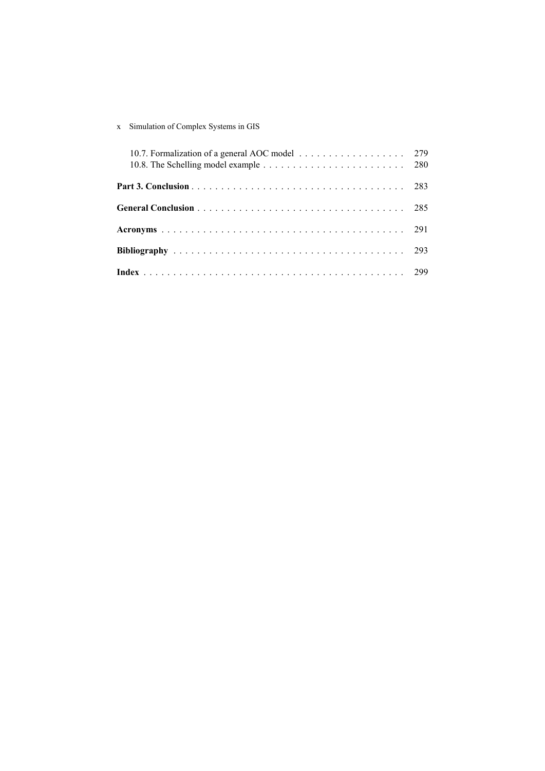10.7. Formalization of a general AOC model . . . . . . . . . . . . . . . . . . 279
10.8. The Schelling model example . . . . . . . . . . . . . . . . . . . . . . . . . 280

**Part 3. Conclusion** . . . . . . . . . . . . . . . . . . . . . . . . . . . . . . . . . . . . 283

**General Conclusion** . . . . . . . . . . . . . . . . . . . . . . . . . . . . . . . . . . 285

**Acronyms** . . . . . . . . . . . . . . . . . . . . . . . . . . . . . . . . . . . . . . . . . 291

**Bibliography** . . . . . . . . . . . . . . . . . . . . . . . . . . . . . . . . . . . . . . . 293

**Index** . . . . . . . . . . . . . . . . . . . . . . . . . . . . . . . . . . . . . . . . . . . . 299